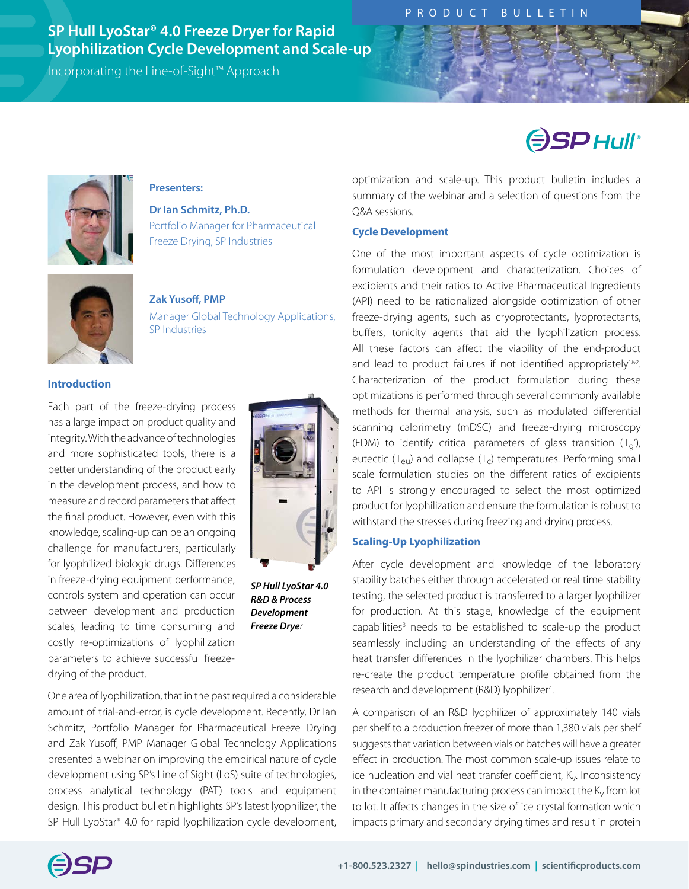PRODUCT BULLETIN

# SP Hull LyoStar® 4.0 Freeze Dryer for Rapid Lyophilization Cycle Development and Scale-up

Incorporating the Line-of-Sight™ Approach

**Presenters:**

**Dr Ian Schmitz, Ph.D.**
Portfolio Manager for Pharmaceutical Freeze Drying, SP Industries

**Zak Yusoff, PMP**
Manager Global Technology Applications, SP Industries

## Introduction

Each part of the freeze-drying process has a large impact on product quality and integrity. With the advance of technologies and more sophisticated tools, there is a better understanding of the product early in the development process, and how to measure and record parameters that affect the final product. However, even with this knowledge, scaling-up can be an ongoing challenge for manufacturers, particularly for lyophilized biologic drugs. Differences in freeze-drying equipment performance, controls system and operation can occur between development and production scales, leading to time consuming and costly re-optimizations of lyophilization parameters to achieve successful freeze-drying of the product.

*SP Hull LyoStar 4.0 R&D & Process Development Freeze Dryer*

One area of lyophilization, that in the past required a considerable amount of trial-and-error, is cycle development. Recently, Dr Ian Schmitz, Portfolio Manager for Pharmaceutical Freeze Drying and Zak Yusoff, PMP Manager Global Technology Applications presented a webinar on improving the empirical nature of cycle development using SP's Line of Sight (LoS) suite of technologies, process analytical technology (PAT) tools and equipment design. This product bulletin highlights SP's latest lyophilizer, the SP Hull LyoStar® 4.0 for rapid lyophilization cycle development, optimization and scale-up. This product bulletin includes a summary of the webinar and a selection of questions from the Q&A sessions.

## Cycle Development

One of the most important aspects of cycle optimization is formulation development and characterization. Choices of excipients and their ratios to Active Pharmaceutical Ingredients (API) need to be rationalized alongside optimization of other freeze-drying agents, such as cryoprotectants, lyoprotectants, buffers, tonicity agents that aid the lyophilization process. All these factors can affect the viability of the end-product and lead to product failures if not identified appropriately[1&2]. Characterization of the product formulation during these optimizations is performed through several commonly available methods for thermal analysis, such as modulated differential scanning calorimetry (mDSC) and freeze-drying microscopy (FDM) to identify critical parameters of glass transition ($T_g'$), eutectic ($T_{eu}$) and collapse ($T_c$) temperatures. Performing small scale formulation studies on the different ratios of excipients to API is strongly encouraged to select the most optimized product for lyophilization and ensure the formulation is robust to withstand the stresses during freezing and drying process.

## Scaling-Up Lyophilization

After cycle development and knowledge of the laboratory stability batches either through accelerated or real time stability testing, the selected product is transferred to a larger lyophilizer for production. At this stage, knowledge of the equipment capabilities[3] needs to be established to scale-up the product seamlessly including an understanding of the effects of any heat transfer differences in the lyophilizer chambers. This helps re-create the product temperature profile obtained from the research and development (R&D) lyophilizer[4].

A comparison of an R&D lyophilizer of approximately 140 vials per shelf to a production freezer of more than 1,380 vials per shelf suggests that variation between vials or batches will have a greater effect in production. The most common scale-up issues relate to ice nucleation and vial heat transfer coefficient, $K_v$. Inconsistency in the container manufacturing process can impact the $K_v$ from lot to lot. It affects changes in the size of ice crystal formation which impacts primary and secondary drying times and result in protein

+1-800.523.2327 | hello@spindustries.com | scientificproducts.com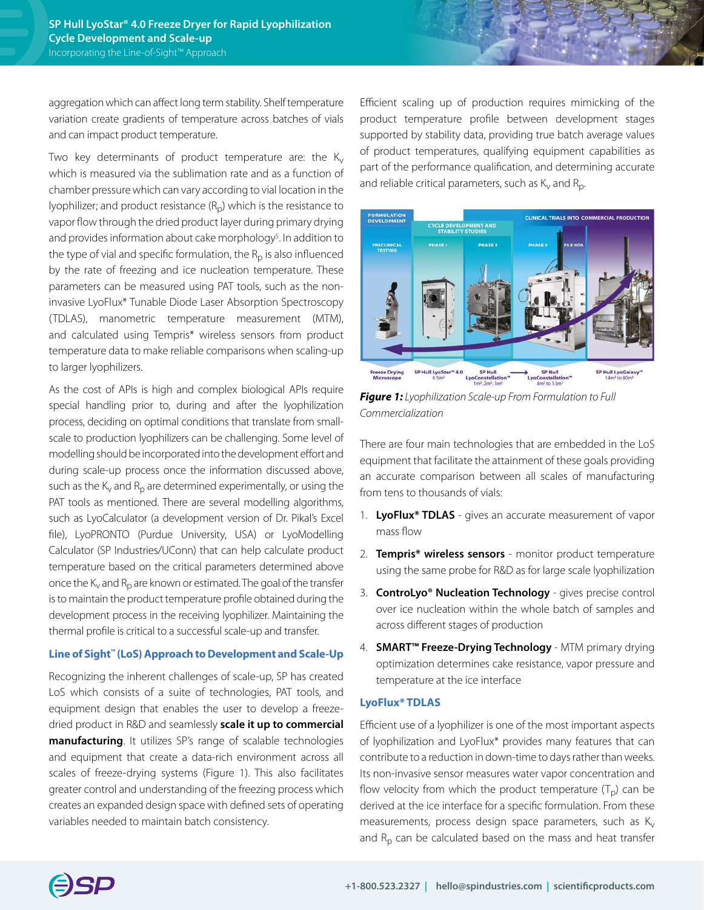aggregation which can affect long term stability. Shelf temperature variation create gradients of temperature across batches of vials and can impact product temperature.

Two key determinants of product temperature are: the $K_v$ which is measured via the sublimation rate and as a function of chamber pressure which can vary according to vial location in the lyophilizer; and product resistance ($R_p$) which is the resistance to vapor flow through the dried product layer during primary drying and provides information about cake morphology[5]. In addition to the type of vial and specific formulation, the $R_p$ is also influenced by the rate of freezing and ice nucleation temperature. These parameters can be measured using PAT tools, such as the non-invasive LyoFlux* Tunable Diode Laser Absorption Spectroscopy (TDLAS), manometric temperature measurement (MTM), and calculated using Tempris* wireless sensors from product temperature data to make reliable comparisons when scaling-up to larger lyophilizers.

As the cost of APIs is high and complex biological APIs require special handling prior to, during and after the lyophilization process, deciding on optimal conditions that translate from small-scale to production lyophilizers can be challenging. Some level of modelling should be incorporated into the development effort and during scale-up process once the information discussed above, such as the $K_v$ and $R_p$ are determined experimentally, or using the PAT tools as mentioned. There are several modelling algorithms, such as LyoCalculator (a development version of Dr. Pikal's Excel file), LyoPRONTO (Purdue University, USA) or LyoModelling Calculator (SP Industries/UConn) that can help calculate product temperature based on the critical parameters determined above once the $K_v$ and $R_p$ are known or estimated. The goal of the transfer is to maintain the product temperature profile obtained during the development process in the receiving lyophilizer. Maintaining the thermal profile is critical to a successful scale-up and transfer.

## Line of Sight™ (LoS) Approach to Development and Scale-Up

Recognizing the inherent challenges of scale-up, SP has created LoS which consists of a suite of technologies, PAT tools, and equipment design that enables the user to develop a freeze-dried product in R&D and seamlessly **scale it up to commercial manufacturing**. It utilizes SP's range of scalable technologies and equipment that create a data-rich environment across all scales of freeze-drying systems (Figure 1). This also facilitates greater control and understanding of the freezing process which creates an expanded design space with defined sets of operating variables needed to maintain batch consistency.

Efficient scaling up of production requires mimicking of the product temperature profile between development stages supported by stability data, providing true batch average values of product temperatures, qualifying equipment capabilities as part of the performance qualification, and determining accurate and reliable critical parameters, such as $K_v$ and $R_p$.

***Figure 1:*** *Lyophilization Scale-up From Formulation to Full Commercialization*

There are four main technologies that are embedded in the LoS equipment that facilitate the attainment of these goals providing an accurate comparison between all scales of manufacturing from tens to thousands of vials:

1. **LyoFlux* TDLAS** - gives an accurate measurement of vapor mass flow
2. **Tempris* wireless sensors** - monitor product temperature using the same probe for R&D as for large scale lyophilization
3. **ControLyo® Nucleation Technology** - gives precise control over ice nucleation within the whole batch of samples and across different stages of production
4. **SMART™ Freeze-Drying Technology** - MTM primary drying optimization determines cake resistance, vapor pressure and temperature at the ice interface

### LyoFlux* TDLAS

Efficient use of a lyophilizer is one of the most important aspects of lyophilization and LyoFlux* provides many features that can contribute to a reduction in down-time to days rather than weeks. Its non-invasive sensor measures water vapor concentration and flow velocity from which the product temperature ($T_p$) can be derived at the ice interface for a specific formulation. From these measurements, process design space parameters, such as $K_v$ and $R_p$ can be calculated based on the mass and heat transfer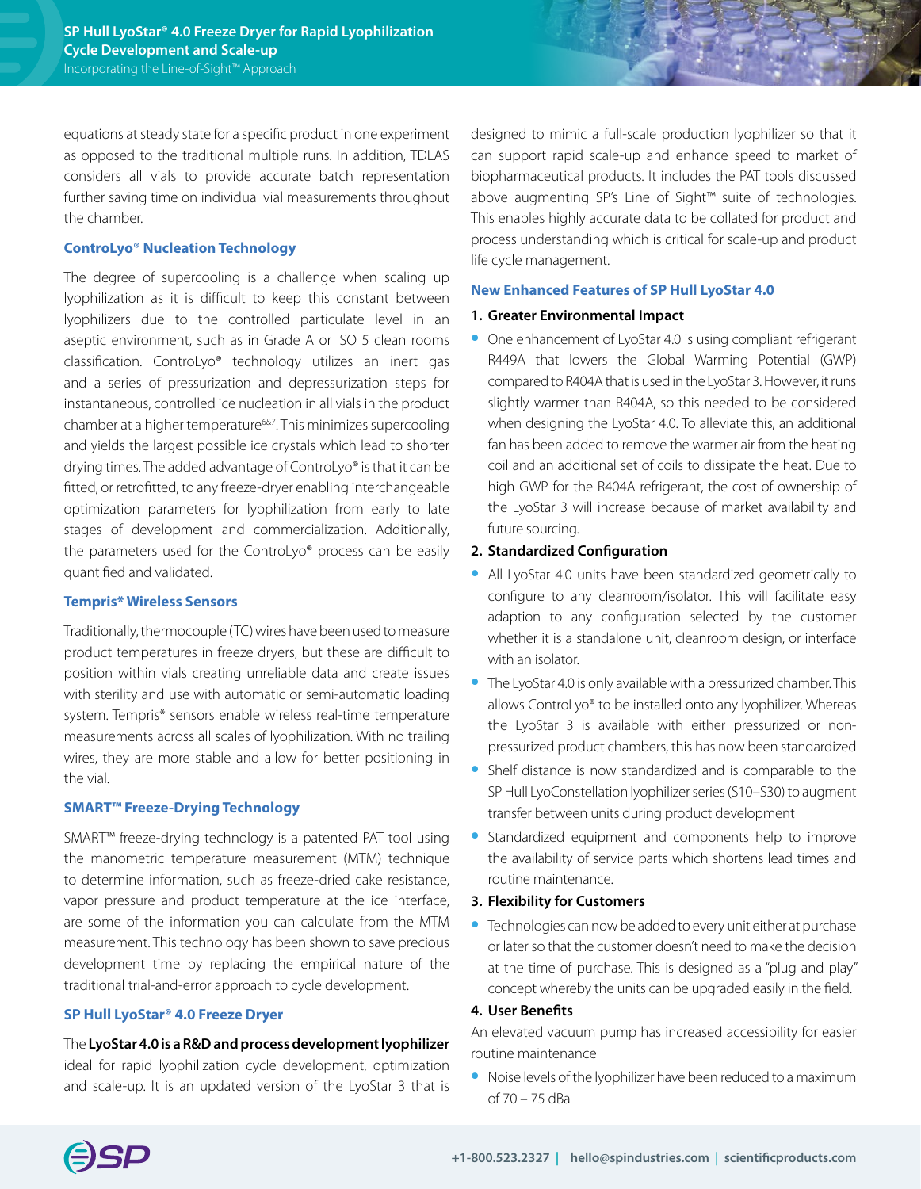equations at steady state for a specific product in one experiment as opposed to the traditional multiple runs. In addition, TDLAS considers all vials to provide accurate batch representation further saving time on individual vial measurements throughout the chamber.

### ControLyo® Nucleation Technology

The degree of supercooling is a challenge when scaling up lyophilization as it is difficult to keep this constant between lyophilizers due to the controlled particulate level in an aseptic environment, such as in Grade A or ISO 5 clean rooms classification. ControLyo® technology utilizes an inert gas and a series of pressurization and depressurization steps for instantaneous, controlled ice nucleation in all vials in the product chamber at a higher temperature[6&7]. This minimizes supercooling and yields the largest possible ice crystals which lead to shorter drying times. The added advantage of ControLyo® is that it can be fitted, or retrofitted, to any freeze-dryer enabling interchangeable optimization parameters for lyophilization from early to late stages of development and commercialization. Additionally, the parameters used for the ControLyo® process can be easily quantified and validated.

### Tempris* Wireless Sensors

Traditionally, thermocouple (TC) wires have been used to measure product temperatures in freeze dryers, but these are difficult to position within vials creating unreliable data and create issues with sterility and use with automatic or semi-automatic loading system. Tempris* sensors enable wireless real-time temperature measurements across all scales of lyophilization. With no trailing wires, they are more stable and allow for better positioning in the vial.

### SMART™ Freeze-Drying Technology

SMART™ freeze-drying technology is a patented PAT tool using the manometric temperature measurement (MTM) technique to determine information, such as freeze-dried cake resistance, vapor pressure and product temperature at the ice interface, are some of the information you can calculate from the MTM measurement. This technology has been shown to save precious development time by replacing the empirical nature of the traditional trial-and-error approach to cycle development.

### SP Hull LyoStar® 4.0 Freeze Dryer

The **LyoStar 4.0 is a R&D and process development lyophilizer** ideal for rapid lyophilization cycle development, optimization and scale-up. It is an updated version of the LyoStar 3 that is designed to mimic a full-scale production lyophilizer so that it can support rapid scale-up and enhance speed to market of biopharmaceutical products. It includes the PAT tools discussed above augmenting SP's Line of Sight™ suite of technologies. This enables highly accurate data to be collated for product and process understanding which is critical for scale-up and product life cycle management.

### New Enhanced Features of SP Hull LyoStar 4.0

**1. Greater Environmental Impact**

- One enhancement of LyoStar 4.0 is using compliant refrigerant R449A that lowers the Global Warming Potential (GWP) compared to R404A that is used in the LyoStar 3. However, it runs slightly warmer than R404A, so this needed to be considered when designing the LyoStar 4.0. To alleviate this, an additional fan has been added to remove the warmer air from the heating coil and an additional set of coils to dissipate the heat. Due to high GWP for the R404A refrigerant, the cost of ownership of the LyoStar 3 will increase because of market availability and future sourcing.

**2. Standardized Configuration**

- All LyoStar 4.0 units have been standardized geometrically to configure to any cleanroom/isolator. This will facilitate easy adaption to any configuration selected by the customer whether it is a standalone unit, cleanroom design, or interface with an isolator.
- The LyoStar 4.0 is only available with a pressurized chamber. This allows ControLyo® to be installed onto any lyophilizer. Whereas the LyoStar 3 is available with either pressurized or non-pressurized product chambers, this has now been standardized
- Shelf distance is now standardized and is comparable to the SP Hull LyoConstellation lyophilizer series (S10–S30) to augment transfer between units during product development
- Standardized equipment and components help to improve the availability of service parts which shortens lead times and routine maintenance.

**3. Flexibility for Customers**

- Technologies can now be added to every unit either at purchase or later so that the customer doesn't need to make the decision at the time of purchase. This is designed as a "plug and play" concept whereby the units can be upgraded easily in the field.

**4. User Benefits**

An elevated vacuum pump has increased accessibility for easier routine maintenance

- Noise levels of the lyophilizer have been reduced to a maximum of 70 – 75 dBa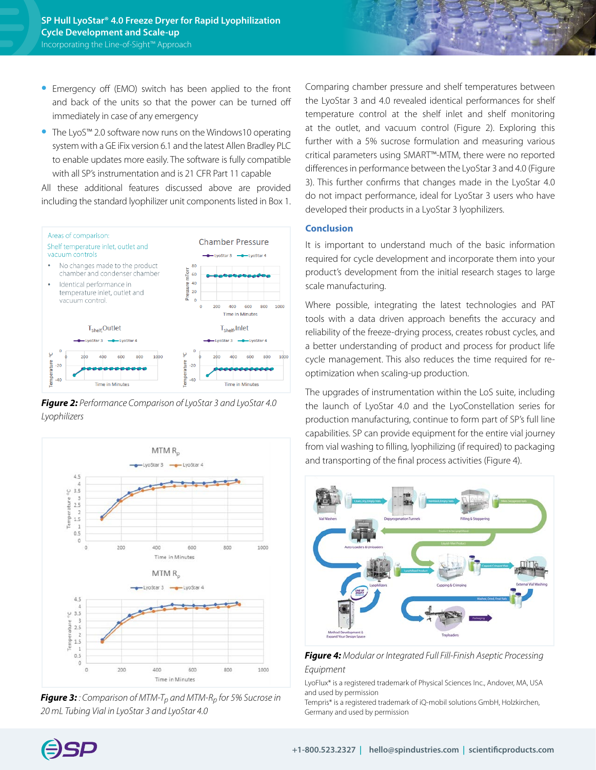- Emergency off (EMO) switch has been applied to the front and back of the units so that the power can be turned off immediately in case of any emergency
- The LyoS™ 2.0 software now runs on the Windows10 operating system with a GE iFix version 6.1 and the latest Allen Bradley PLC to enable updates more easily. The software is fully compatible with all SP's instrumentation and is 21 CFR Part 11 capable

All these additional features discussed above are provided including the standard lyophilizer unit components listed in Box 1.

Areas of comparison:

Shelf temperature inlet, outlet and vacuum controls

- No changes made to the product chamber and condenser chamber
- Identical performance in temperature inlet, outlet and vacuum control.

***Figure 2:*** *Performance Comparison of LyoStar 3 and LyoStar 4.0 Lyophilizers*

***Figure 3:*** *: Comparison of MTM-$T_p$ and MTM-$R_p$ for 5% Sucrose in 20 mL Tubing Vial in LyoStar 3 and LyoStar 4.0*

Comparing chamber pressure and shelf temperatures between the LyoStar 3 and 4.0 revealed identical performances for shelf temperature control at the shelf inlet and shelf monitoring at the outlet, and vacuum control (Figure 2). Exploring this further with a 5% sucrose formulation and measuring various critical parameters using SMART™-MTM, there were no reported differences in performance between the LyoStar 3 and 4.0 (Figure 3). This further confirms that changes made in the LyoStar 4.0 do not impact performance, ideal for LyoStar 3 users who have developed their products in a LyoStar 3 lyophilizers.

## Conclusion

It is important to understand much of the basic information required for cycle development and incorporate them into your product's development from the initial research stages to large scale manufacturing.

Where possible, integrating the latest technologies and PAT tools with a data driven approach benefits the accuracy and reliability of the freeze-drying process, creates robust cycles, and a better understanding of product and process for product life cycle management. This also reduces the time required for re-optimization when scaling-up production.

The upgrades of instrumentation within the LoS suite, including the launch of LyoStar 4.0 and the LyoConstellation series for production manufacturing, continue to form part of SP's full line capabilities. SP can provide equipment for the entire vial journey from vial washing to filling, lyophilizing (if required) to packaging and transporting of the final process activities (Figure 4).

***Figure 4:*** *Modular or Integrated Full Fill-Finish Aseptic Processing Equipment*

LyoFlux* is a registered trademark of Physical Sciences Inc., Andover, MA, USA and used by permission

Tempris* is a registered trademark of iQ-mobil solutions GmbH, Holzkirchen, Germany and used by permission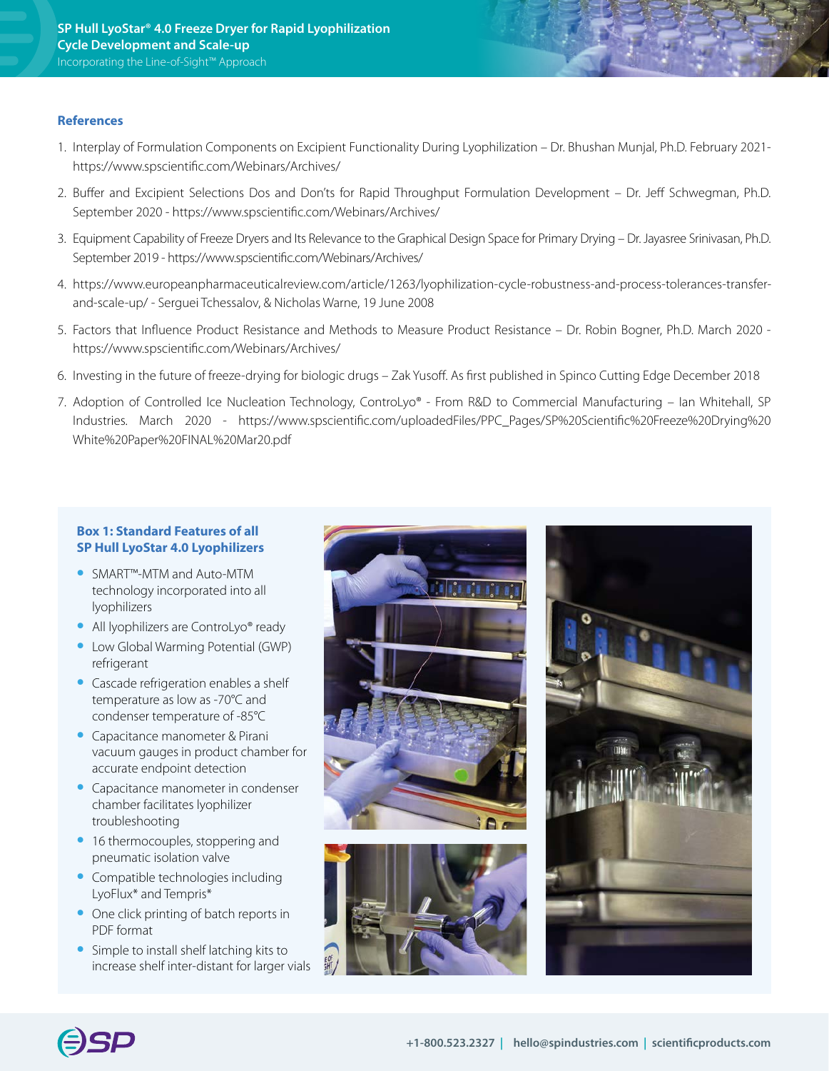## References

1. Interplay of Formulation Components on Excipient Functionality During Lyophilization – Dr. Bhushan Munjal, Ph.D. February 2021- https://www.spscientific.com/Webinars/Archives/
2. Buffer and Excipient Selections Dos and Don'ts for Rapid Throughput Formulation Development – Dr. Jeff Schwegman, Ph.D. September 2020 - https://www.spscientific.com/Webinars/Archives/
3. Equipment Capability of Freeze Dryers and Its Relevance to the Graphical Design Space for Primary Drying – Dr. Jayasree Srinivasan, Ph.D. September 2019 - https://www.spscientific.com/Webinars/Archives/
4. https://www.europeanpharmaceuticalreview.com/article/1263/lyophilization-cycle-robustness-and-process-tolerances-transfer-and-scale-up/ - Serguei Tchessalov, & Nicholas Warne, 19 June 2008
5. Factors that Influence Product Resistance and Methods to Measure Product Resistance – Dr. Robin Bogner, Ph.D. March 2020 - https://www.spscientific.com/Webinars/Archives/
6. Investing in the future of freeze-drying for biologic drugs – Zak Yusoff. As first published in Spinco Cutting Edge December 2018
7. Adoption of Controlled Ice Nucleation Technology, ControLyo® - From R&D to Commercial Manufacturing – Ian Whitehall, SP Industries. March 2020 - https://www.spscientific.com/uploadedFiles/PPC_Pages/SP%20Scientific%20Freeze%20Drying%20White%20Paper%20FINAL%20Mar20.pdf

### Box 1: Standard Features of all SP Hull LyoStar 4.0 Lyophilizers

- SMART™-MTM and Auto-MTM technology incorporated into all lyophilizers
- All lyophilizers are ControLyo® ready
- Low Global Warming Potential (GWP) refrigerant
- Cascade refrigeration enables a shelf temperature as low as -70°C and condenser temperature of -85°C
- Capacitance manometer & Pirani vacuum gauges in product chamber for accurate endpoint detection
- Capacitance manometer in condenser chamber facilitates lyophilizer troubleshooting
- 16 thermocouples, stoppering and pneumatic isolation valve
- Compatible technologies including LyoFlux* and Tempris*
- One click printing of batch reports in PDF format
- Simple to install shelf latching kits to increase shelf inter-distant for larger vials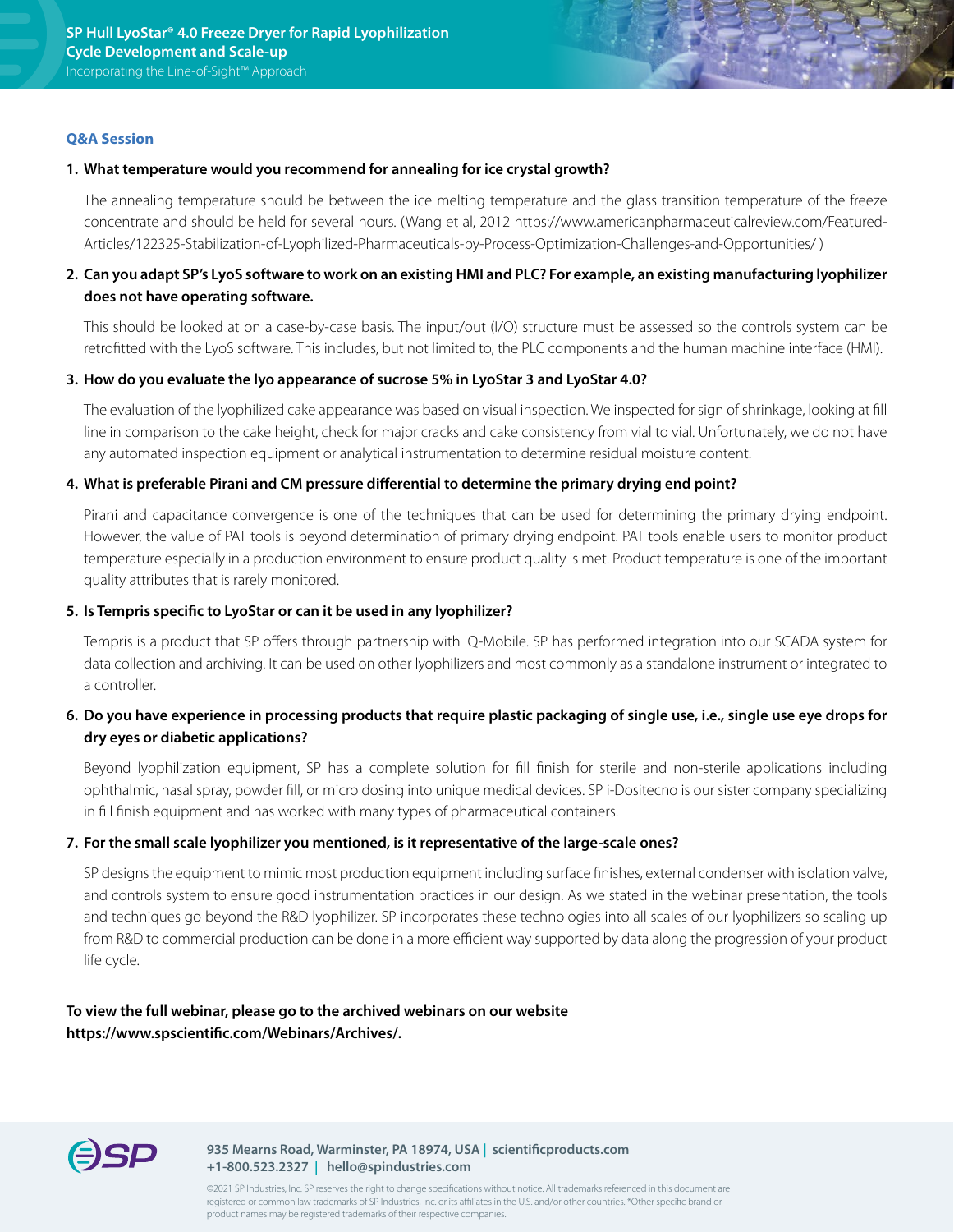## Q&A Session

**1. What temperature would you recommend for annealing for ice crystal growth?**

The annealing temperature should be between the ice melting temperature and the glass transition temperature of the freeze concentrate and should be held for several hours. (Wang et al, 2012 https://www.americanpharmaceuticalreview.com/Featured-Articles/122325-Stabilization-of-Lyophilized-Pharmaceuticals-by-Process-Optimization-Challenges-and-Opportunities/ )

**2. Can you adapt SP's LyoS software to work on an existing HMI and PLC? For example, an existing manufacturing lyophilizer does not have operating software.**

This should be looked at on a case-by-case basis. The input/out (I/O) structure must be assessed so the controls system can be retrofitted with the LyoS software. This includes, but not limited to, the PLC components and the human machine interface (HMI).

**3. How do you evaluate the lyo appearance of sucrose 5% in LyoStar 3 and LyoStar 4.0?**

The evaluation of the lyophilized cake appearance was based on visual inspection. We inspected for sign of shrinkage, looking at fill line in comparison to the cake height, check for major cracks and cake consistency from vial to vial. Unfortunately, we do not have any automated inspection equipment or analytical instrumentation to determine residual moisture content.

**4. What is preferable Pirani and CM pressure differential to determine the primary drying end point?**

Pirani and capacitance convergence is one of the techniques that can be used for determining the primary drying endpoint. However, the value of PAT tools is beyond determination of primary drying endpoint. PAT tools enable users to monitor product temperature especially in a production environment to ensure product quality is met. Product temperature is one of the important quality attributes that is rarely monitored.

**5. Is Tempris specific to LyoStar or can it be used in any lyophilizer?**

Tempris is a product that SP offers through partnership with IQ-Mobile. SP has performed integration into our SCADA system for data collection and archiving. It can be used on other lyophilizers and most commonly as a standalone instrument or integrated to a controller.

**6. Do you have experience in processing products that require plastic packaging of single use, i.e., single use eye drops for dry eyes or diabetic applications?**

Beyond lyophilization equipment, SP has a complete solution for fill finish for sterile and non-sterile applications including ophthalmic, nasal spray, powder fill, or micro dosing into unique medical devices. SP i-Dositecno is our sister company specializing in fill finish equipment and has worked with many types of pharmaceutical containers.

**7. For the small scale lyophilizer you mentioned, is it representative of the large-scale ones?**

SP designs the equipment to mimic most production equipment including surface finishes, external condenser with isolation valve, and controls system to ensure good instrumentation practices in our design. As we stated in the webinar presentation, the tools and techniques go beyond the R&D lyophilizer. SP incorporates these technologies into all scales of our lyophilizers so scaling up from R&D to commercial production can be done in a more efficient way supported by data along the progression of your product life cycle.

**To view the full webinar, please go to the archived webinars on our website https://www.spscientific.com/Webinars/Archives/.**

935 Mearns Road, Warminster, PA 18974, USA | scientificproducts.com
+1-800.523.2327 | hello@spindustries.com

©2021 SP Industries, Inc. SP reserves the right to change specifications without notice. All trademarks referenced in this document are registered or common law trademarks of SP Industries, Inc. or its affiliates in the U.S. and/or other countries. *Other specific brand or product names may be registered trademarks of their respective companies.